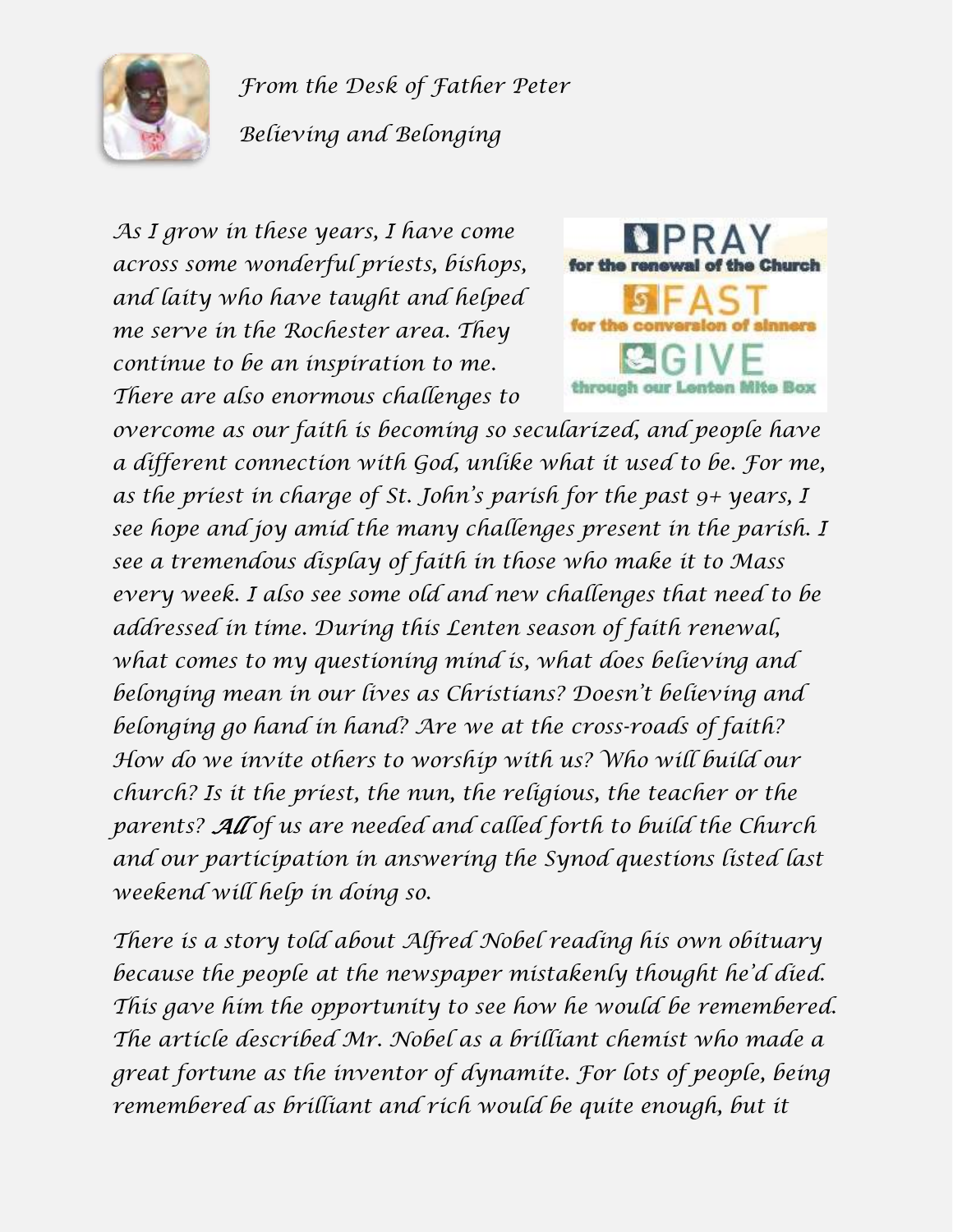*From the Desk of Father Peter*

*Believing and Belonging*

PRAY
for the renewal of the Church

FAST
for the conversion of sinners

GIVE
through our Lenten Mite Box

*As I grow in these years, I have come across some wonderful priests, bishops, and laity who have taught and helped me serve in the Rochester area. They continue to be an inspiration to me. There are also enormous challenges to overcome as our faith is becoming so secularized, and people have a different connection with God, unlike what it used to be. For me, as the priest in charge of St. John's parish for the past 9+ years, I see hope and joy amid the many challenges present in the parish. I see a tremendous display of faith in those who make it to Mass every week. I also see some old and new challenges that need to be addressed in time. During this Lenten season of faith renewal, what comes to my questioning mind is, what does believing and belonging mean in our lives as Christians? Doesn't believing and belonging go hand in hand? Are we at the cross-roads of faith? How do we invite others to worship with us? Who will build our church? Is it the priest, the nun, the religious, the teacher or the parents?* ***All*** *of us are needed and called forth to build the Church and our participation in answering the Synod questions listed last weekend will help in doing so.*

*There is a story told about Alfred Nobel reading his own obituary because the people at the newspaper mistakenly thought he'd died. This gave him the opportunity to see how he would be remembered. The article described Mr. Nobel as a brilliant chemist who made a great fortune as the inventor of dynamite. For lots of people, being remembered as brilliant and rich would be quite enough, but it*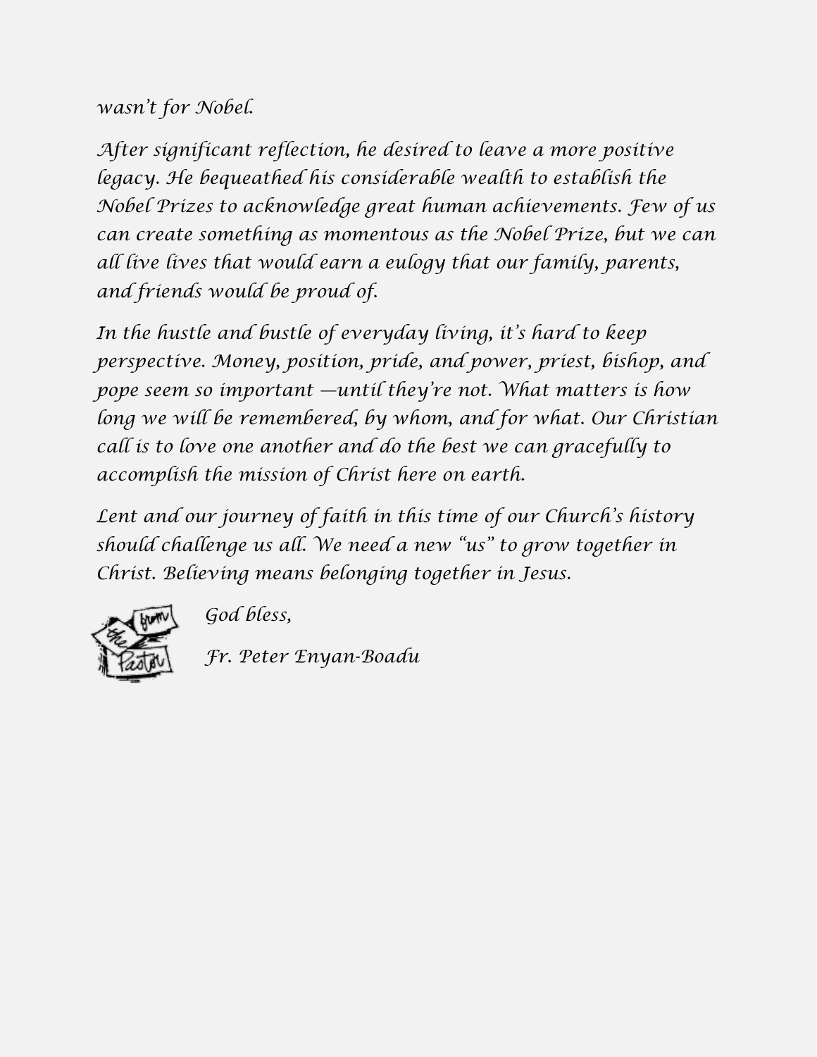*wasn't for Nobel.*

*After significant reflection, he desired to leave a more positive legacy. He bequeathed his considerable wealth to establish the Nobel Prizes to acknowledge great human achievements. Few of us can create something as momentous as the Nobel Prize, but we can all live lives that would earn a eulogy that our family, parents, and friends would be proud of.*

*In the hustle and bustle of everyday living, it's hard to keep perspective. Money, position, pride, and power, priest, bishop, and pope seem so important —until they're not. What matters is how long we will be remembered, by whom, and for what. Our Christian call is to love one another and do the best we can gracefully to accomplish the mission of Christ here on earth.*

*Lent and our journey of faith in this time of our Church's history should challenge us all. We need a new "us" to grow together in Christ. Believing means belonging together in Jesus.*

*God bless,*

*Fr. Peter Enyan-Boadu*